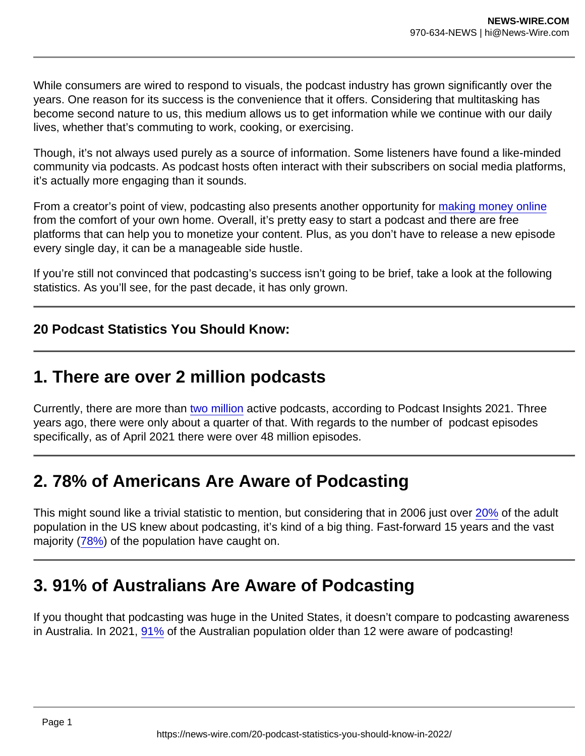While consumers are wired to respond to visuals, the podcast industry has grown significantly over the years. One reason for its success is the convenience that it offers. Considering that multitasking has become second nature to us, this medium allows us to get information while we continue with our daily lives, whether that's commuting to work, cooking, or exercising.

Though, it's not always used purely as a source of information. Some listeners have found a like-minded community via podcasts. As podcast hosts often interact with their subscribers on social media platforms, it's actually more engaging than it sounds.

From a creator's point of view, podcasting also presents another opportunity for making money online from the comfort of your own home. Overall, it's pretty easy to start a podcast and there are free platforms that can help you to monetize your content. Plus, as you don't have to release a new episode every single day, it can be a manageable side hustle.

If you're still not convinced that podcasting's success isn't going to be brief, take a look at the following statistics. As you'll see, for the past decade, it has only grown.

**20 Podcast Statistics You Should Know:**

## 1. There are over 2 million podcasts

Currently, there are more than two million active podcasts, according to Podcast Insights 2021. Three years ago, there were only about a quarter of that. With regards to the number of podcast episodes specifically, as of April 2021 there were over 48 million episodes.

## 2. 78% of Americans Are Aware of Podcasting

This might sound like a trivial statistic to mention, but considering that in 2006 just over 20% of the adult population in the US knew about podcasting, it's kind of a big thing. Fast-forward 15 years and the vast majority (78%) of the population have caught on.

## 3. 91% of Australians Are Aware of Podcasting

If you thought that podcasting was huge in the United States, it doesn't compare to podcasting awareness in Australia. In 2021, 91% of the Australian population older than 12 were aware of podcasting!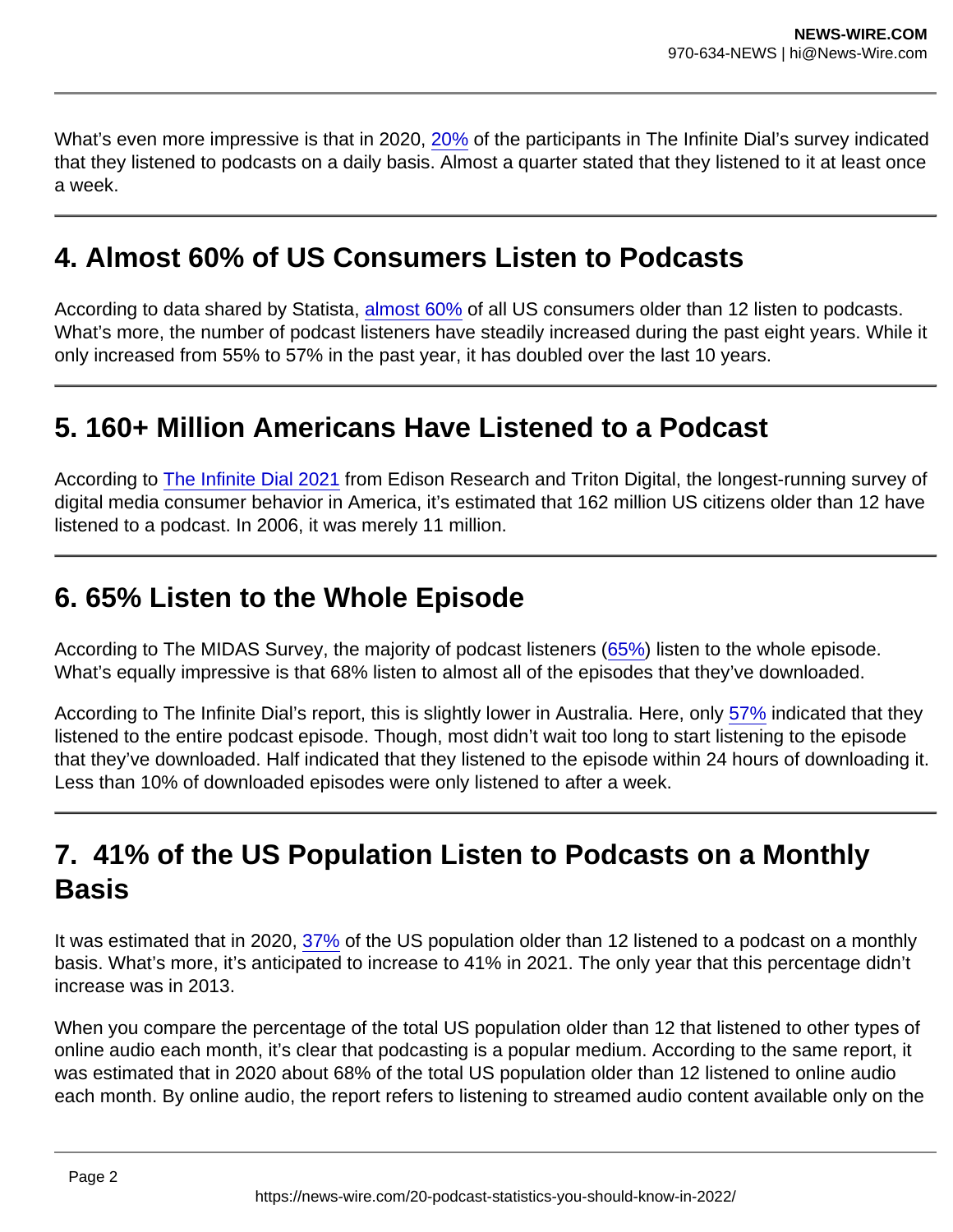What's even more impressive is that in 2020, 20% of the participants in The Infinite Dial's survey indicated that they listened to podcasts on a daily basis. Almost a quarter stated that they listened to it at least once a week.

## 4. Almost 60% of US Consumers Listen to Podcasts

According to data shared by Statista, almost 60% of all US consumers older than 12 listen to podcasts. What's more, the number of podcast listeners have steadily increased during the past eight years. While it only increased from 55% to 57% in the past year, it has doubled over the last 10 years.

## 5. 160+ Million Americans Have Listened to a Podcast

According to The Infinite Dial 2021 from Edison Research and Triton Digital, the longest-running survey of digital media consumer behavior in America, it's estimated that 162 million US citizens older than 12 have listened to a podcast. In 2006, it was merely 11 million.

## 6. 65% Listen to the Whole Episode

According to The MIDAS Survey, the majority of podcast listeners (65%) listen to the whole episode. What's equally impressive is that 68% listen to almost all of the episodes that they've downloaded.

According to The Infinite Dial's report, this is slightly lower in Australia. Here, only 57% indicated that they listened to the entire podcast episode. Though, most didn't wait too long to start listening to the episode that they've downloaded. Half indicated that they listened to the episode within 24 hours of downloading it. Less than 10% of downloaded episodes were only listened to after a week.

## 7. 41% of the US Population Listen to Podcasts on a Monthly Basis

It was estimated that in 2020, 37% of the US population older than 12 listened to a podcast on a monthly basis. What's more, it's anticipated to increase to 41% in 2021. The only year that this percentage didn't increase was in 2013.

When you compare the percentage of the total US population older than 12 that listened to other types of online audio each month, it's clear that podcasting is a popular medium. According to the same report, it was estimated that in 2020 about 68% of the total US population older than 12 listened to online audio each month. By online audio, the report refers to listening to streamed audio content available only on the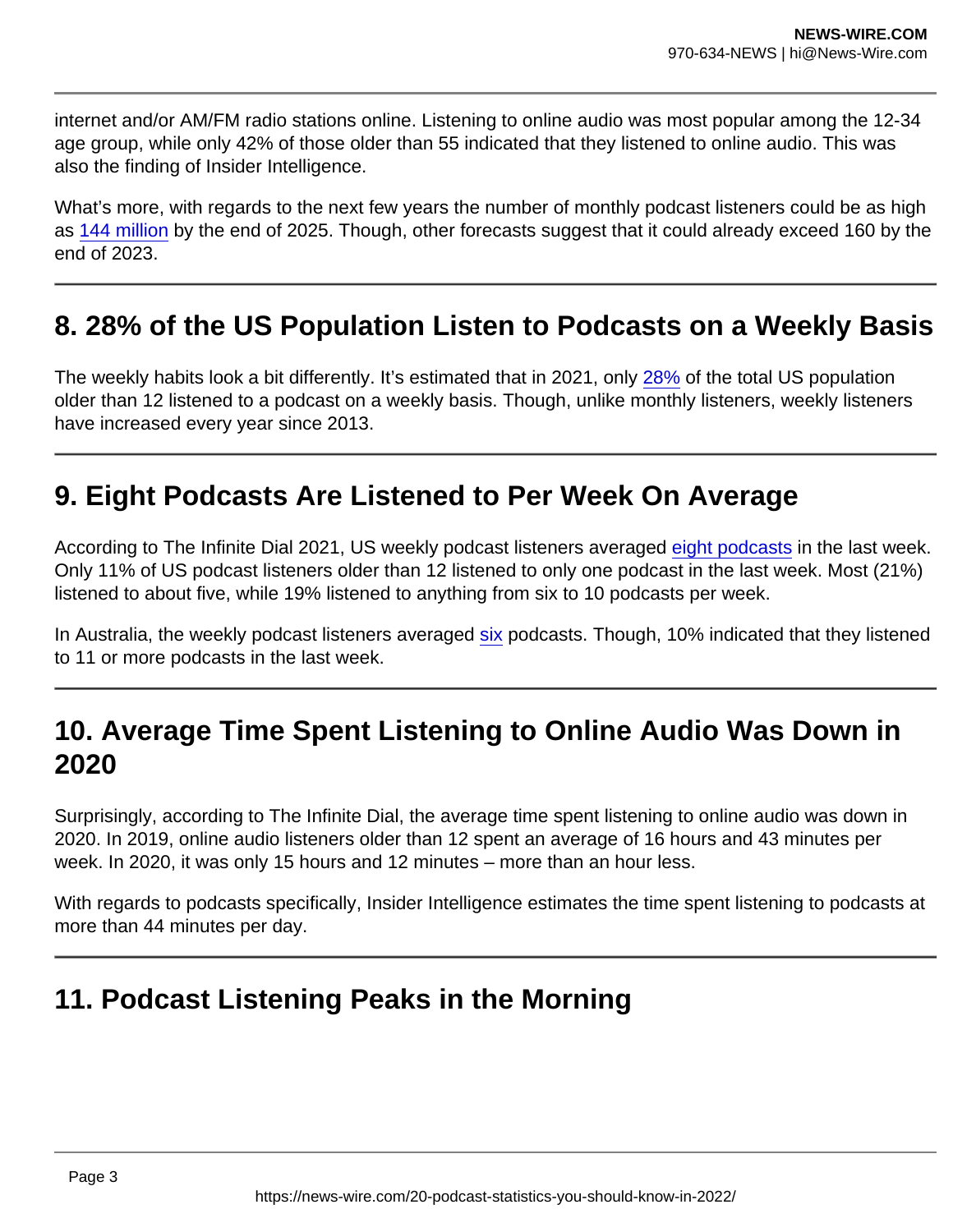internet and/or AM/FM radio stations online. Listening to online audio was most popular among the 12-34 age group, while only 42% of those older than 55 indicated that they listened to online audio. This was also the finding of Insider Intelligence.

What's more, with regards to the next few years the number of monthly podcast listeners could be as high as 144 million by the end of 2025. Though, other forecasts suggest that it could already exceed 160 by the end of 2023.

## 8. 28% of the US Population Listen to Podcasts on a Weekly Basis

The weekly habits look a bit differently. It's estimated that in 2021, only 28% of the total US population older than 12 listened to a podcast on a weekly basis. Though, unlike monthly listeners, weekly listeners have increased every year since 2013.

## 9. Eight Podcasts Are Listened to Per Week On Average

According to The Infinite Dial 2021, US weekly podcast listeners averaged eight podcasts in the last week. Only 11% of US podcast listeners older than 12 listened to only one podcast in the last week. Most (21%) listened to about five, while 19% listened to anything from six to 10 podcasts per week.

In Australia, the weekly podcast listeners averaged six podcasts. Though, 10% indicated that they listened to 11 or more podcasts in the last week.

## 10. Average Time Spent Listening to Online Audio Was Down in 2020

Surprisingly, according to The Infinite Dial, the average time spent listening to online audio was down in 2020. In 2019, online audio listeners older than 12 spent an average of 16 hours and 43 minutes per week. In 2020, it was only 15 hours and 12 minutes – more than an hour less.

With regards to podcasts specifically, Insider Intelligence estimates the time spent listening to podcasts at more than 44 minutes per day.

## 11. Podcast Listening Peaks in the Morning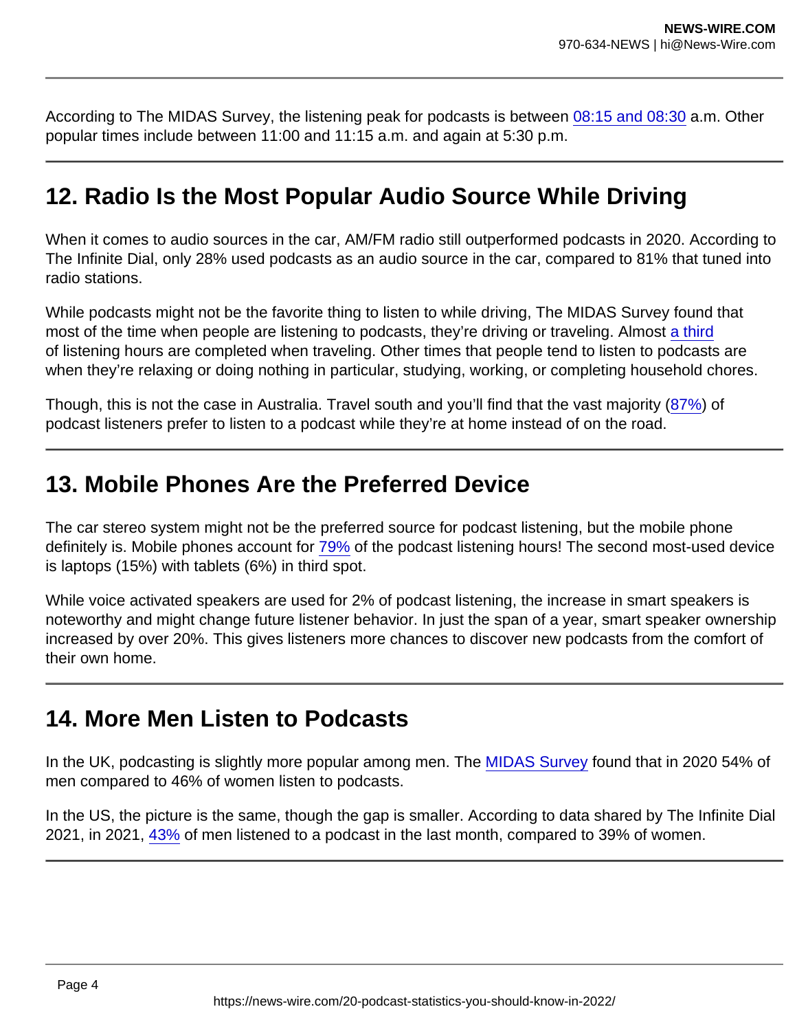According to The MIDAS Survey, the listening peak for podcasts is between 08:15 and 08:30 a.m. Other popular times include between 11:00 and 11:15 a.m. and again at 5:30 p.m.

## 12. Radio Is the Most Popular Audio Source While Driving

When it comes to audio sources in the car, AM/FM radio still outperformed podcasts in 2020. According to The Infinite Dial, only 28% used podcasts as an audio source in the car, compared to 81% that tuned into radio stations.

While podcasts might not be the favorite thing to listen to while driving, The MIDAS Survey found that most of the time when people are listening to podcasts, they're driving or traveling. Almost a third of listening hours are completed when traveling. Other times that people tend to listen to podcasts are when they're relaxing or doing nothing in particular, studying, working, or completing household chores.

Though, this is not the case in Australia. Travel south and you'll find that the vast majority (87%) of podcast listeners prefer to listen to a podcast while they're at home instead of on the road.

## 13. Mobile Phones Are the Preferred Device

The car stereo system might not be the preferred source for podcast listening, but the mobile phone definitely is. Mobile phones account for 79% of the podcast listening hours! The second most-used device is laptops (15%) with tablets (6%) in third spot.

While voice activated speakers are used for 2% of podcast listening, the increase in smart speakers is noteworthy and might change future listener behavior. In just the span of a year, smart speaker ownership increased by over 20%. This gives listeners more chances to discover new podcasts from the comfort of their own home.

## 14. More Men Listen to Podcasts

In the UK, podcasting is slightly more popular among men. The MIDAS Survey found that in 2020 54% of men compared to 46% of women listen to podcasts.

In the US, the picture is the same, though the gap is smaller. According to data shared by The Infinite Dial 2021, in 2021, 43% of men listened to a podcast in the last month, compared to 39% of women.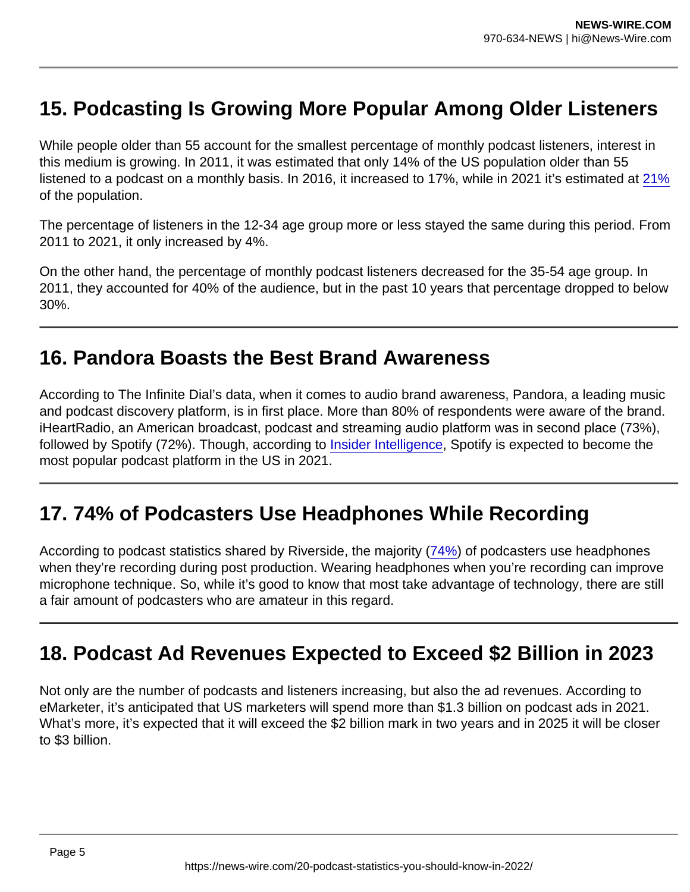## 15. Podcasting Is Growing More Popular Among Older Listeners

While people older than 55 account for the smallest percentage of monthly podcast listeners, interest in this medium is growing. In 2011, it was estimated that only 14% of the US population older than 55 listened to a podcast on a monthly basis. In 2016, it increased to 17%, while in 2021 it's estimated at 21% of the population.

The percentage of listeners in the 12-34 age group more or less stayed the same during this period. From 2011 to 2021, it only increased by 4%.

On the other hand, the percentage of monthly podcast listeners decreased for the 35-54 age group. In 2011, they accounted for 40% of the audience, but in the past 10 years that percentage dropped to below 30%.

## 16. Pandora Boasts the Best Brand Awareness

According to The Infinite Dial's data, when it comes to audio brand awareness, Pandora, a leading music and podcast discovery platform, is in first place. More than 80% of respondents were aware of the brand. iHeartRadio, an American broadcast, podcast and streaming audio platform was in second place (73%), followed by Spotify (72%). Though, according to Insider Intelligence, Spotify is expected to become the most popular podcast platform in the US in 2021.

## 17. 74% of Podcasters Use Headphones While Recording

According to podcast statistics shared by Riverside, the majority (74%) of podcasters use headphones when they're recording during post production. Wearing headphones when you're recording can improve microphone technique. So, while it's good to know that most take advantage of technology, there are still a fair amount of podcasters who are amateur in this regard.

## 18. Podcast Ad Revenues Expected to Exceed $2 Billion in 2023

Not only are the number of podcasts and listeners increasing, but also the ad revenues. According to eMarketer, it's anticipated that US marketers will spend more than $1.3 billion on podcast ads in 2021. What's more, it's expected that it will exceed the $2 billion mark in two years and in 2025 it will be closer to $3 billion.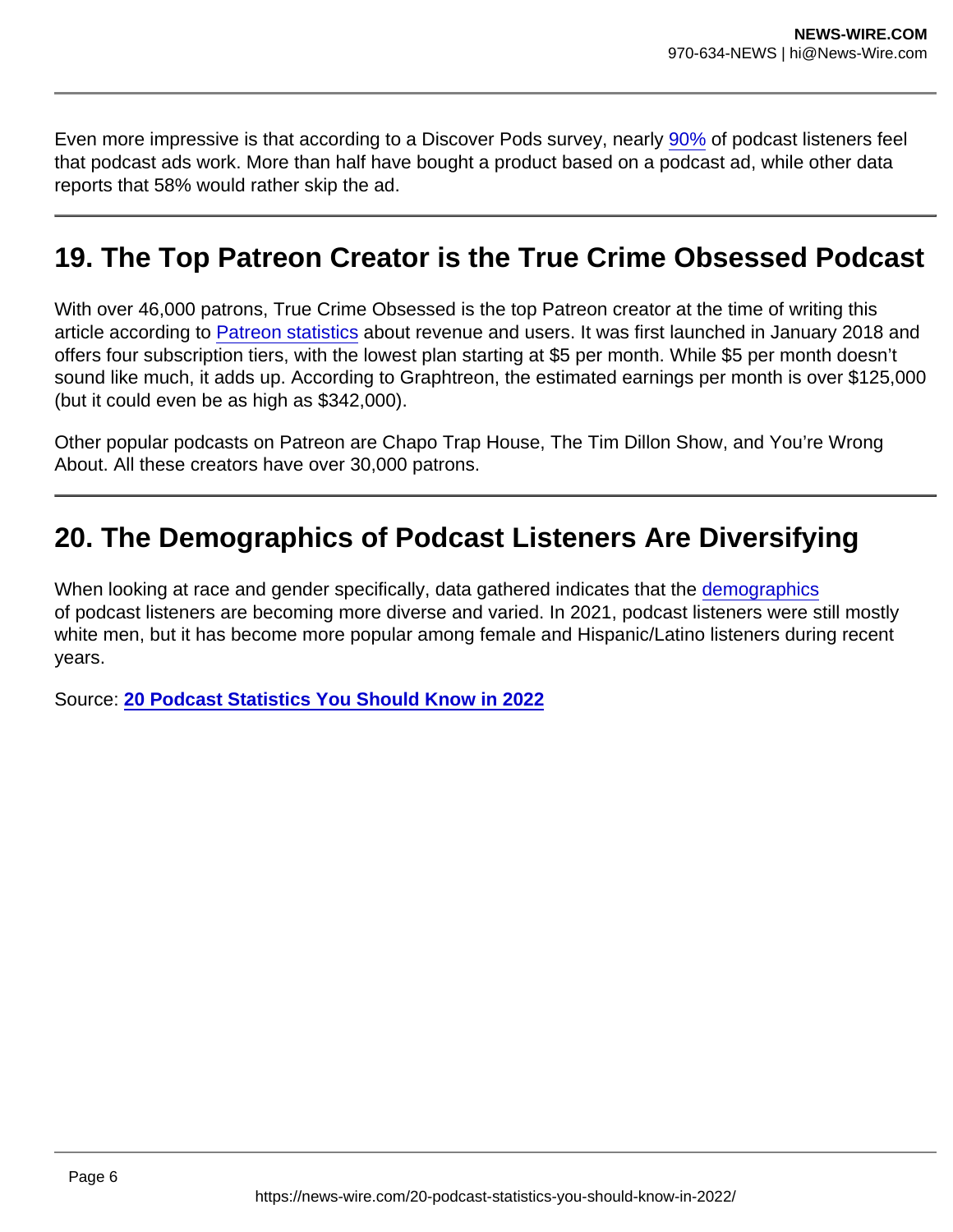Even more impressive is that according to a Discover Pods survey, nearly [90%](#) of podcast listeners feel that podcast ads work. More than half have bought a product based on a podcast ad, while other data reports that 58% would rather skip the ad.

## 19. The Top Patreon Creator is the True Crime Obsessed Podcast

With over 46,000 patrons, True Crime Obsessed is the top Patreon creator at the time of writing this article according to [Patreon statistics](#) about revenue and users. It was first launched in January 2018 and offers four subscription tiers, with the lowest plan starting at $5 per month. While $5 per month doesn't sound like much, it adds up. According to Graphtreon, the estimated earnings per month is over $125,000 (but it could even be as high as $342,000).

Other popular podcasts on Patreon are Chapo Trap House, The Tim Dillon Show, and You're Wrong About. All these creators have over 30,000 patrons.

## 20. The Demographics of Podcast Listeners Are Diversifying

When looking at race and gender specifically, data gathered indicates that the [demographics](#) of podcast listeners are becoming more diverse and varied. In 2021, podcast listeners were still mostly white men, but it has become more popular among female and Hispanic/Latino listeners during recent years.

Source: **[20 Podcast Statistics You Should Know in 2022](https://news-wire.com/20-podcast-statistics-you-should-know-in-2022/)**